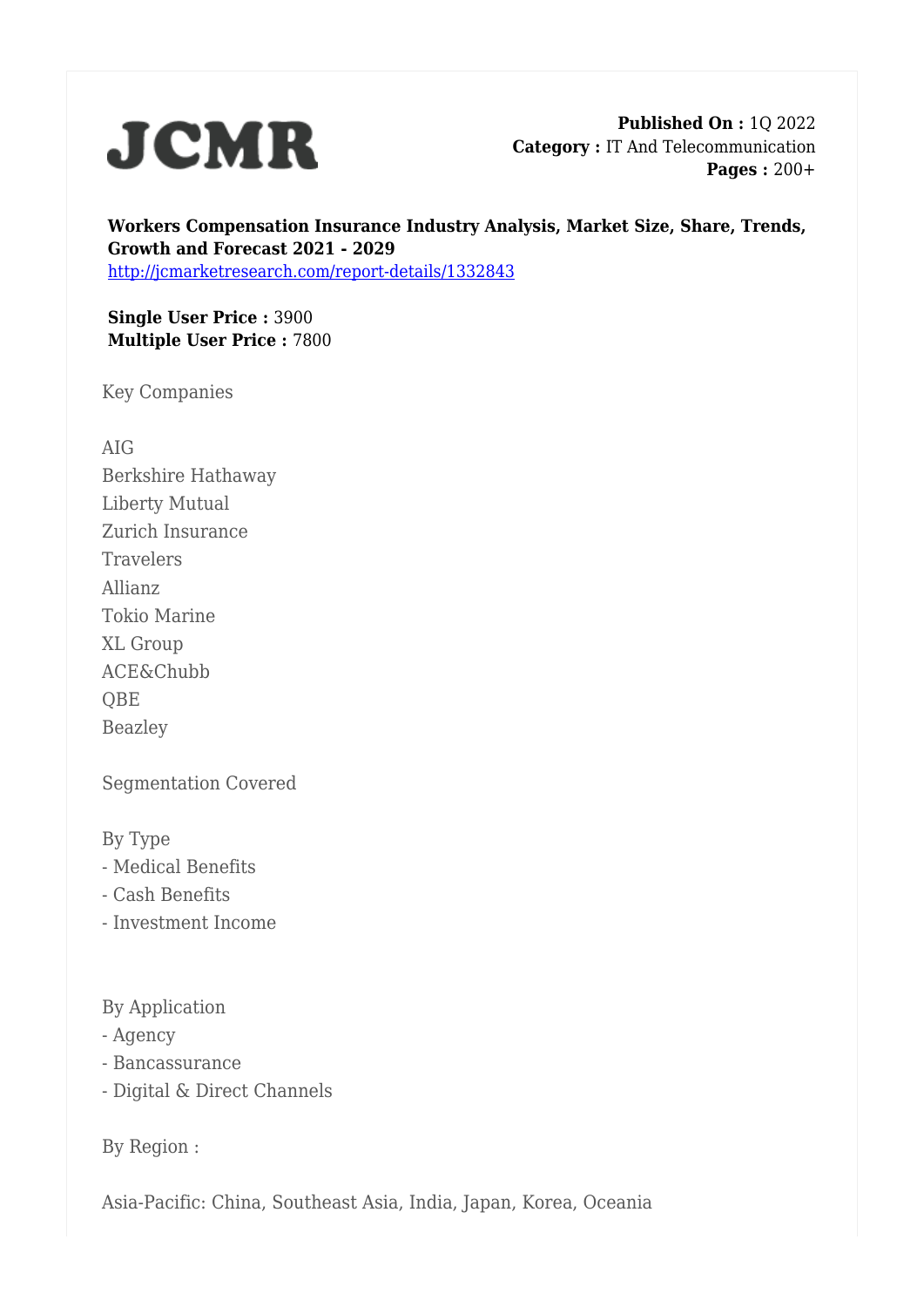JCMR

**Published On :** 1Q 2022
**Category :** IT And Telecommunication
**Pages :** 200+

**Workers Compensation Insurance Industry Analysis, Market Size, Share, Trends, Growth and Forecast 2021 - 2029**
http://jcmarketresearch.com/report-details/1332843

**Single User Price :** 3900
**Multiple User Price :** 7800

Key Companies

AIG
Berkshire Hathaway
Liberty Mutual
Zurich Insurance
Travelers
Allianz
Tokio Marine
XL Group
ACE&Chubb
QBE
Beazley

Segmentation Covered

By Type
- Medical Benefits
- Cash Benefits
- Investment Income

By Application
- Agency
- Bancassurance
- Digital & Direct Channels

By Region :

Asia-Pacific: China, Southeast Asia, India, Japan, Korea, Oceania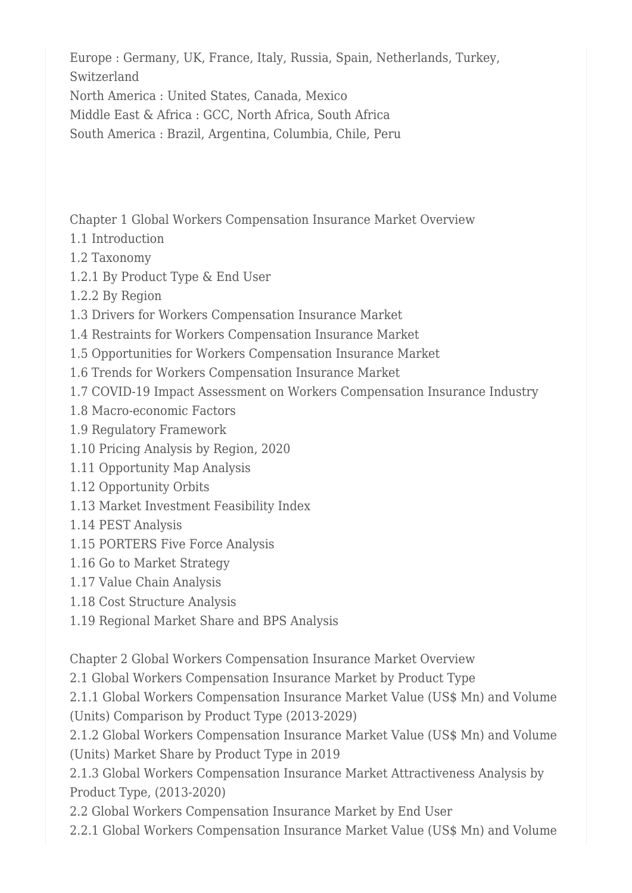Europe : Germany, UK, France, Italy, Russia, Spain, Netherlands, Turkey, Switzerland
North America : United States, Canada, Mexico
Middle East & Africa : GCC, North Africa, South Africa
South America : Brazil, Argentina, Columbia, Chile, Peru

Chapter 1 Global Workers Compensation Insurance Market Overview
1.1 Introduction
1.2 Taxonomy
1.2.1 By Product Type & End User
1.2.2 By Region
1.3 Drivers for Workers Compensation Insurance Market
1.4 Restraints for Workers Compensation Insurance Market
1.5 Opportunities for Workers Compensation Insurance Market
1.6 Trends for Workers Compensation Insurance Market
1.7 COVID-19 Impact Assessment on Workers Compensation Insurance Industry
1.8 Macro-economic Factors
1.9 Regulatory Framework
1.10 Pricing Analysis by Region, 2020
1.11 Opportunity Map Analysis
1.12 Opportunity Orbits
1.13 Market Investment Feasibility Index
1.14 PEST Analysis
1.15 PORTERS Five Force Analysis
1.16 Go to Market Strategy
1.17 Value Chain Analysis
1.18 Cost Structure Analysis
1.19 Regional Market Share and BPS Analysis

Chapter 2 Global Workers Compensation Insurance Market Overview
2.1 Global Workers Compensation Insurance Market by Product Type
2.1.1 Global Workers Compensation Insurance Market Value (US$ Mn) and Volume (Units) Comparison by Product Type (2013-2029)
2.1.2 Global Workers Compensation Insurance Market Value (US$ Mn) and Volume (Units) Market Share by Product Type in 2019
2.1.3 Global Workers Compensation Insurance Market Attractiveness Analysis by Product Type, (2013-2020)
2.2 Global Workers Compensation Insurance Market by End User
2.2.1 Global Workers Compensation Insurance Market Value (US$ Mn) and Volume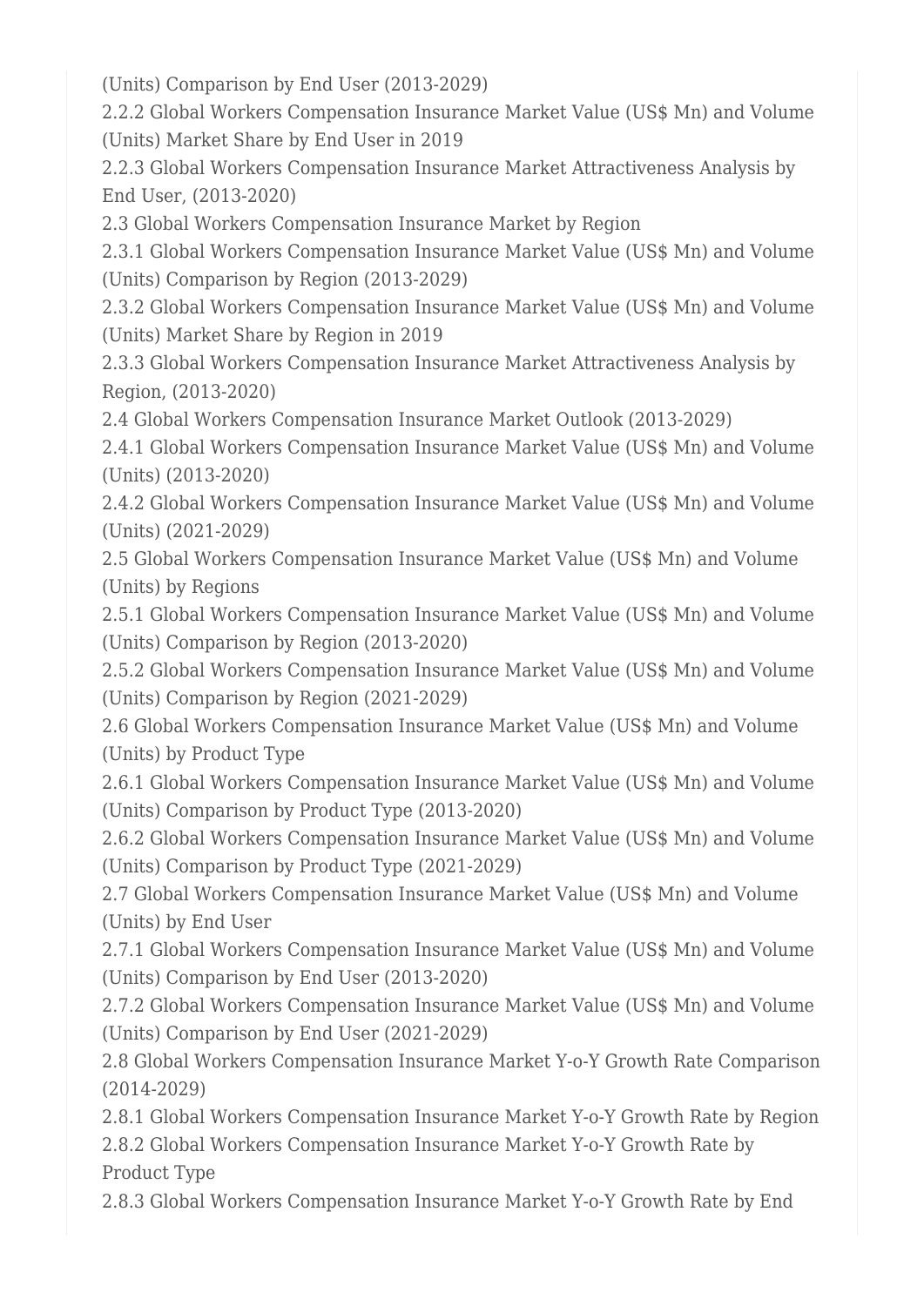(Units) Comparison by End User (2013-2029)

2.2.2 Global Workers Compensation Insurance Market Value (US$ Mn) and Volume (Units) Market Share by End User in 2019

2.2.3 Global Workers Compensation Insurance Market Attractiveness Analysis by End User, (2013-2020)

2.3 Global Workers Compensation Insurance Market by Region

2.3.1 Global Workers Compensation Insurance Market Value (US$ Mn) and Volume (Units) Comparison by Region (2013-2029)

2.3.2 Global Workers Compensation Insurance Market Value (US$ Mn) and Volume (Units) Market Share by Region in 2019

2.3.3 Global Workers Compensation Insurance Market Attractiveness Analysis by Region, (2013-2020)

2.4 Global Workers Compensation Insurance Market Outlook (2013-2029)

2.4.1 Global Workers Compensation Insurance Market Value (US$ Mn) and Volume (Units) (2013-2020)

2.4.2 Global Workers Compensation Insurance Market Value (US$ Mn) and Volume (Units) (2021-2029)

2.5 Global Workers Compensation Insurance Market Value (US$ Mn) and Volume (Units) by Regions

2.5.1 Global Workers Compensation Insurance Market Value (US$ Mn) and Volume (Units) Comparison by Region (2013-2020)

2.5.2 Global Workers Compensation Insurance Market Value (US$ Mn) and Volume (Units) Comparison by Region (2021-2029)

2.6 Global Workers Compensation Insurance Market Value (US$ Mn) and Volume (Units) by Product Type

2.6.1 Global Workers Compensation Insurance Market Value (US$ Mn) and Volume (Units) Comparison by Product Type (2013-2020)

2.6.2 Global Workers Compensation Insurance Market Value (US$ Mn) and Volume (Units) Comparison by Product Type (2021-2029)

2.7 Global Workers Compensation Insurance Market Value (US$ Mn) and Volume (Units) by End User

2.7.1 Global Workers Compensation Insurance Market Value (US$ Mn) and Volume (Units) Comparison by End User (2013-2020)

2.7.2 Global Workers Compensation Insurance Market Value (US$ Mn) and Volume (Units) Comparison by End User (2021-2029)

2.8 Global Workers Compensation Insurance Market Y-o-Y Growth Rate Comparison (2014-2029)

2.8.1 Global Workers Compensation Insurance Market Y-o-Y Growth Rate by Region

2.8.2 Global Workers Compensation Insurance Market Y-o-Y Growth Rate by Product Type

2.8.3 Global Workers Compensation Insurance Market Y-o-Y Growth Rate by End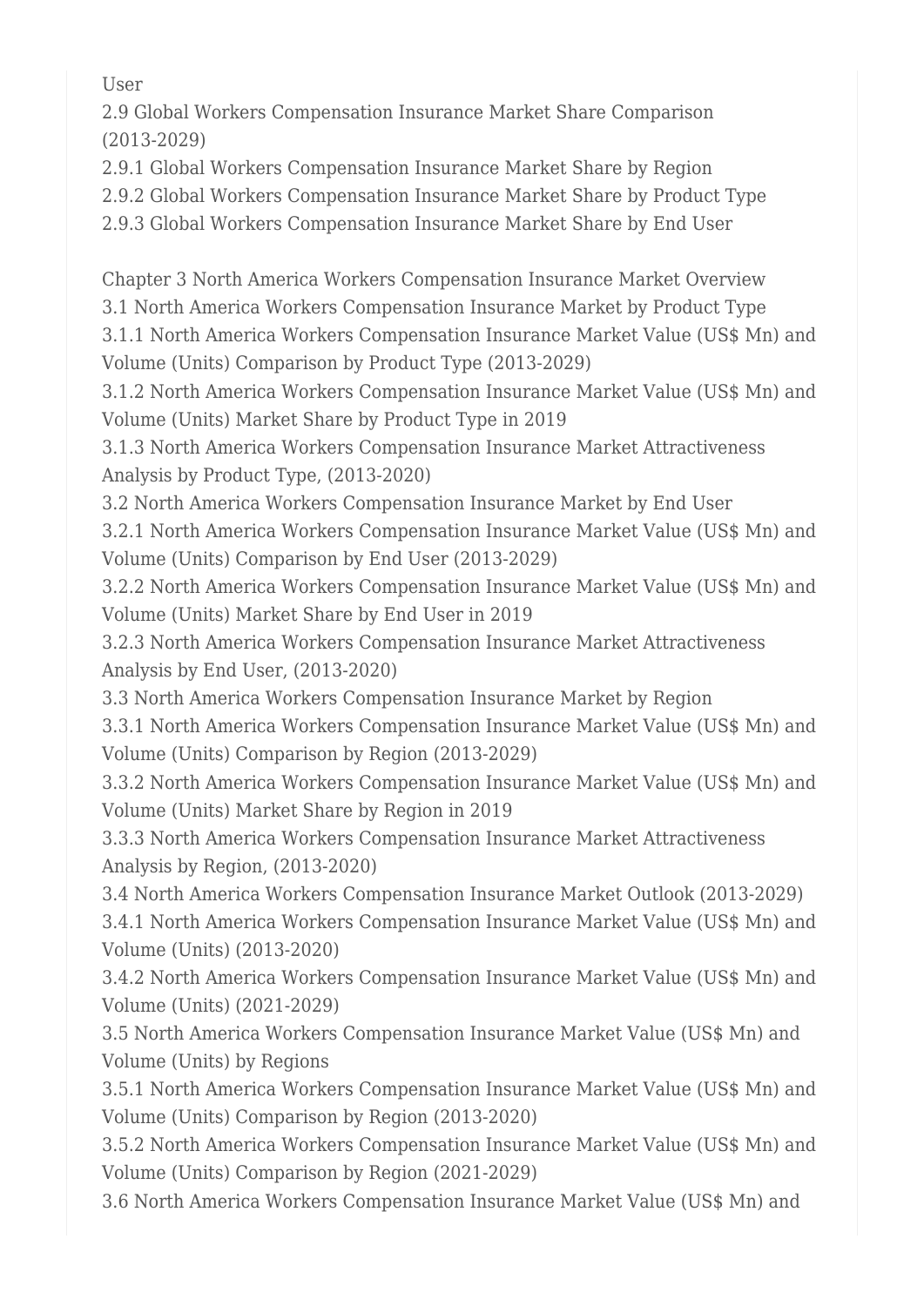User

2.9 Global Workers Compensation Insurance Market Share Comparison (2013-2029)

2.9.1 Global Workers Compensation Insurance Market Share by Region

2.9.2 Global Workers Compensation Insurance Market Share by Product Type

2.9.3 Global Workers Compensation Insurance Market Share by End User

Chapter 3 North America Workers Compensation Insurance Market Overview

3.1 North America Workers Compensation Insurance Market by Product Type

3.1.1 North America Workers Compensation Insurance Market Value (US$ Mn) and Volume (Units) Comparison by Product Type (2013-2029)

3.1.2 North America Workers Compensation Insurance Market Value (US$ Mn) and Volume (Units) Market Share by Product Type in 2019

3.1.3 North America Workers Compensation Insurance Market Attractiveness Analysis by Product Type, (2013-2020)

3.2 North America Workers Compensation Insurance Market by End User

3.2.1 North America Workers Compensation Insurance Market Value (US$ Mn) and Volume (Units) Comparison by End User (2013-2029)

3.2.2 North America Workers Compensation Insurance Market Value (US$ Mn) and Volume (Units) Market Share by End User in 2019

3.2.3 North America Workers Compensation Insurance Market Attractiveness Analysis by End User, (2013-2020)

3.3 North America Workers Compensation Insurance Market by Region

3.3.1 North America Workers Compensation Insurance Market Value (US$ Mn) and Volume (Units) Comparison by Region (2013-2029)

3.3.2 North America Workers Compensation Insurance Market Value (US$ Mn) and Volume (Units) Market Share by Region in 2019

3.3.3 North America Workers Compensation Insurance Market Attractiveness Analysis by Region, (2013-2020)

3.4 North America Workers Compensation Insurance Market Outlook (2013-2029)

3.4.1 North America Workers Compensation Insurance Market Value (US$ Mn) and Volume (Units) (2013-2020)

3.4.2 North America Workers Compensation Insurance Market Value (US$ Mn) and Volume (Units) (2021-2029)

3.5 North America Workers Compensation Insurance Market Value (US$ Mn) and Volume (Units) by Regions

3.5.1 North America Workers Compensation Insurance Market Value (US$ Mn) and Volume (Units) Comparison by Region (2013-2020)

3.5.2 North America Workers Compensation Insurance Market Value (US$ Mn) and Volume (Units) Comparison by Region (2021-2029)

3.6 North America Workers Compensation Insurance Market Value (US$ Mn) and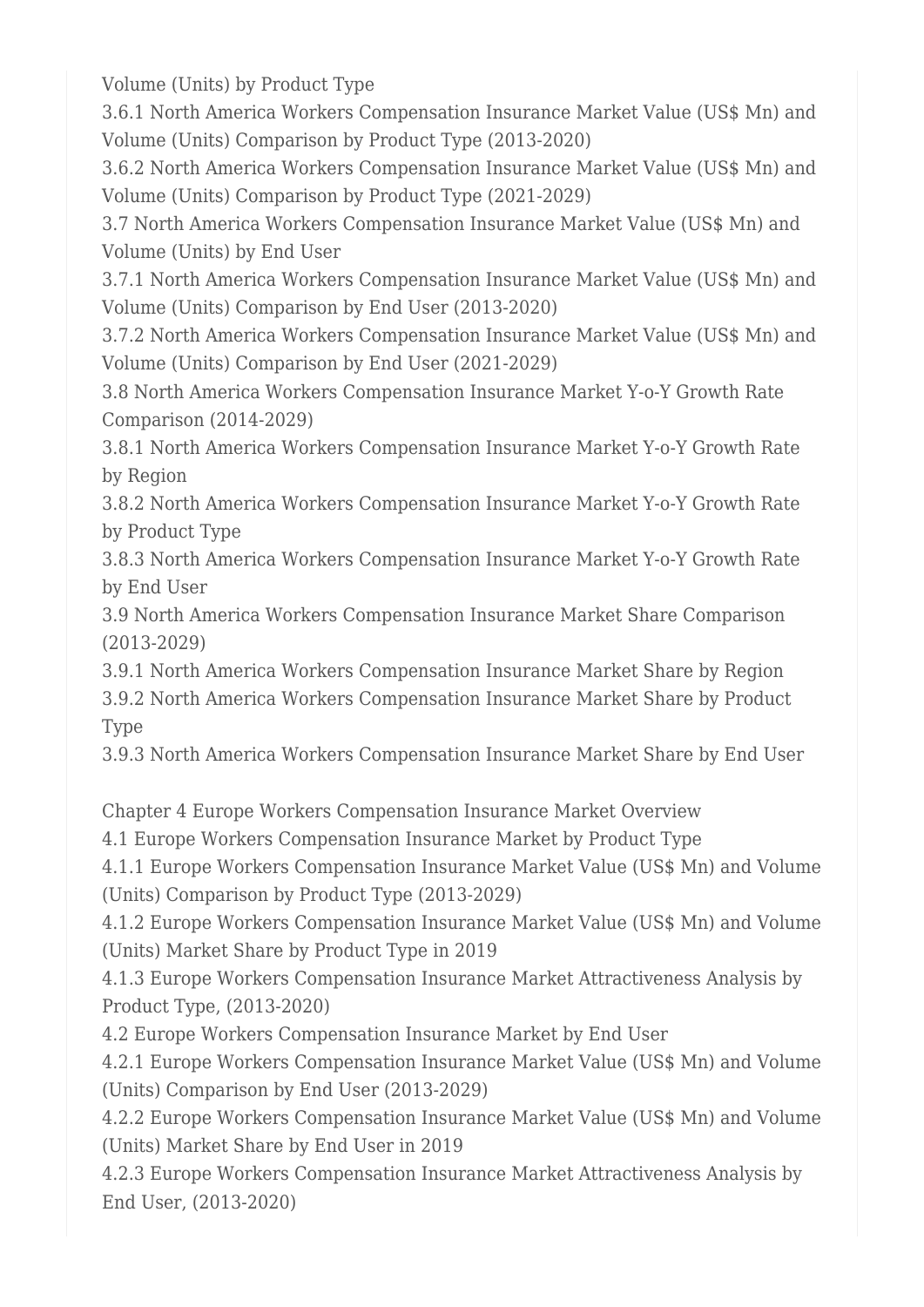Volume (Units) by Product Type

3.6.1 North America Workers Compensation Insurance Market Value (US$ Mn) and Volume (Units) Comparison by Product Type (2013-2020)

3.6.2 North America Workers Compensation Insurance Market Value (US$ Mn) and Volume (Units) Comparison by Product Type (2021-2029)

3.7 North America Workers Compensation Insurance Market Value (US$ Mn) and Volume (Units) by End User

3.7.1 North America Workers Compensation Insurance Market Value (US$ Mn) and Volume (Units) Comparison by End User (2013-2020)

3.7.2 North America Workers Compensation Insurance Market Value (US$ Mn) and Volume (Units) Comparison by End User (2021-2029)

3.8 North America Workers Compensation Insurance Market Y-o-Y Growth Rate Comparison (2014-2029)

3.8.1 North America Workers Compensation Insurance Market Y-o-Y Growth Rate by Region

3.8.2 North America Workers Compensation Insurance Market Y-o-Y Growth Rate by Product Type

3.8.3 North America Workers Compensation Insurance Market Y-o-Y Growth Rate by End User

3.9 North America Workers Compensation Insurance Market Share Comparison (2013-2029)

3.9.1 North America Workers Compensation Insurance Market Share by Region

3.9.2 North America Workers Compensation Insurance Market Share by Product Type

3.9.3 North America Workers Compensation Insurance Market Share by End User

Chapter 4 Europe Workers Compensation Insurance Market Overview

4.1 Europe Workers Compensation Insurance Market by Product Type

4.1.1 Europe Workers Compensation Insurance Market Value (US$ Mn) and Volume (Units) Comparison by Product Type (2013-2029)

4.1.2 Europe Workers Compensation Insurance Market Value (US$ Mn) and Volume (Units) Market Share by Product Type in 2019

4.1.3 Europe Workers Compensation Insurance Market Attractiveness Analysis by Product Type, (2013-2020)

4.2 Europe Workers Compensation Insurance Market by End User

4.2.1 Europe Workers Compensation Insurance Market Value (US$ Mn) and Volume (Units) Comparison by End User (2013-2029)

4.2.2 Europe Workers Compensation Insurance Market Value (US$ Mn) and Volume (Units) Market Share by End User in 2019

4.2.3 Europe Workers Compensation Insurance Market Attractiveness Analysis by End User, (2013-2020)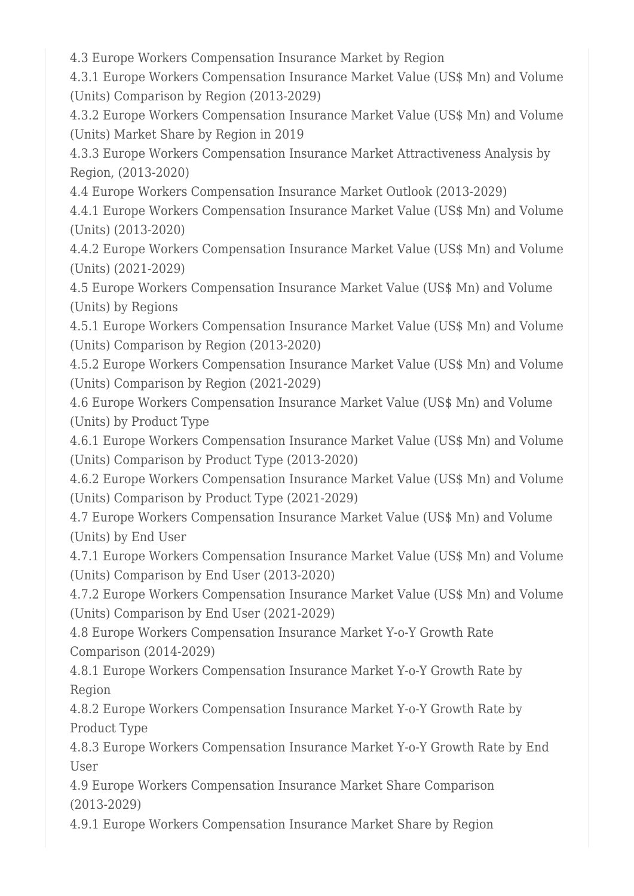4.3 Europe Workers Compensation Insurance Market by Region
4.3.1 Europe Workers Compensation Insurance Market Value (US$ Mn) and Volume (Units) Comparison by Region (2013-2029)
4.3.2 Europe Workers Compensation Insurance Market Value (US$ Mn) and Volume (Units) Market Share by Region in 2019
4.3.3 Europe Workers Compensation Insurance Market Attractiveness Analysis by Region, (2013-2020)
4.4 Europe Workers Compensation Insurance Market Outlook (2013-2029)
4.4.1 Europe Workers Compensation Insurance Market Value (US$ Mn) and Volume (Units) (2013-2020)
4.4.2 Europe Workers Compensation Insurance Market Value (US$ Mn) and Volume (Units) (2021-2029)
4.5 Europe Workers Compensation Insurance Market Value (US$ Mn) and Volume (Units) by Regions
4.5.1 Europe Workers Compensation Insurance Market Value (US$ Mn) and Volume (Units) Comparison by Region (2013-2020)
4.5.2 Europe Workers Compensation Insurance Market Value (US$ Mn) and Volume (Units) Comparison by Region (2021-2029)
4.6 Europe Workers Compensation Insurance Market Value (US$ Mn) and Volume (Units) by Product Type
4.6.1 Europe Workers Compensation Insurance Market Value (US$ Mn) and Volume (Units) Comparison by Product Type (2013-2020)
4.6.2 Europe Workers Compensation Insurance Market Value (US$ Mn) and Volume (Units) Comparison by Product Type (2021-2029)
4.7 Europe Workers Compensation Insurance Market Value (US$ Mn) and Volume (Units) by End User
4.7.1 Europe Workers Compensation Insurance Market Value (US$ Mn) and Volume (Units) Comparison by End User (2013-2020)
4.7.2 Europe Workers Compensation Insurance Market Value (US$ Mn) and Volume (Units) Comparison by End User (2021-2029)
4.8 Europe Workers Compensation Insurance Market Y-o-Y Growth Rate Comparison (2014-2029)
4.8.1 Europe Workers Compensation Insurance Market Y-o-Y Growth Rate by Region
4.8.2 Europe Workers Compensation Insurance Market Y-o-Y Growth Rate by Product Type
4.8.3 Europe Workers Compensation Insurance Market Y-o-Y Growth Rate by End User
4.9 Europe Workers Compensation Insurance Market Share Comparison (2013-2029)
4.9.1 Europe Workers Compensation Insurance Market Share by Region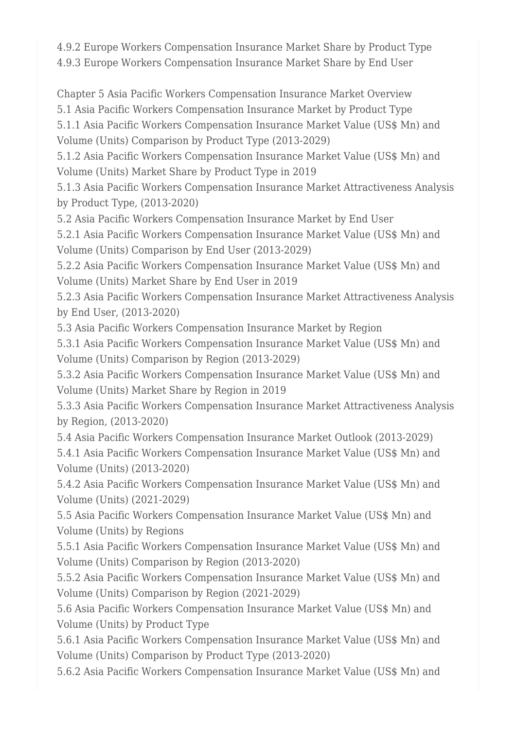4.9.2 Europe Workers Compensation Insurance Market Share by Product Type
4.9.3 Europe Workers Compensation Insurance Market Share by End User

Chapter 5 Asia Pacific Workers Compensation Insurance Market Overview
5.1 Asia Pacific Workers Compensation Insurance Market by Product Type
5.1.1 Asia Pacific Workers Compensation Insurance Market Value (US$ Mn) and Volume (Units) Comparison by Product Type (2013-2029)
5.1.2 Asia Pacific Workers Compensation Insurance Market Value (US$ Mn) and Volume (Units) Market Share by Product Type in 2019
5.1.3 Asia Pacific Workers Compensation Insurance Market Attractiveness Analysis by Product Type, (2013-2020)
5.2 Asia Pacific Workers Compensation Insurance Market by End User
5.2.1 Asia Pacific Workers Compensation Insurance Market Value (US$ Mn) and Volume (Units) Comparison by End User (2013-2029)
5.2.2 Asia Pacific Workers Compensation Insurance Market Value (US$ Mn) and Volume (Units) Market Share by End User in 2019
5.2.3 Asia Pacific Workers Compensation Insurance Market Attractiveness Analysis by End User, (2013-2020)
5.3 Asia Pacific Workers Compensation Insurance Market by Region
5.3.1 Asia Pacific Workers Compensation Insurance Market Value (US$ Mn) and Volume (Units) Comparison by Region (2013-2029)
5.3.2 Asia Pacific Workers Compensation Insurance Market Value (US$ Mn) and Volume (Units) Market Share by Region in 2019
5.3.3 Asia Pacific Workers Compensation Insurance Market Attractiveness Analysis by Region, (2013-2020)
5.4 Asia Pacific Workers Compensation Insurance Market Outlook (2013-2029)
5.4.1 Asia Pacific Workers Compensation Insurance Market Value (US$ Mn) and Volume (Units) (2013-2020)
5.4.2 Asia Pacific Workers Compensation Insurance Market Value (US$ Mn) and Volume (Units) (2021-2029)
5.5 Asia Pacific Workers Compensation Insurance Market Value (US$ Mn) and Volume (Units) by Regions
5.5.1 Asia Pacific Workers Compensation Insurance Market Value (US$ Mn) and Volume (Units) Comparison by Region (2013-2020)
5.5.2 Asia Pacific Workers Compensation Insurance Market Value (US$ Mn) and Volume (Units) Comparison by Region (2021-2029)
5.6 Asia Pacific Workers Compensation Insurance Market Value (US$ Mn) and Volume (Units) by Product Type
5.6.1 Asia Pacific Workers Compensation Insurance Market Value (US$ Mn) and Volume (Units) Comparison by Product Type (2013-2020)
5.6.2 Asia Pacific Workers Compensation Insurance Market Value (US$ Mn) and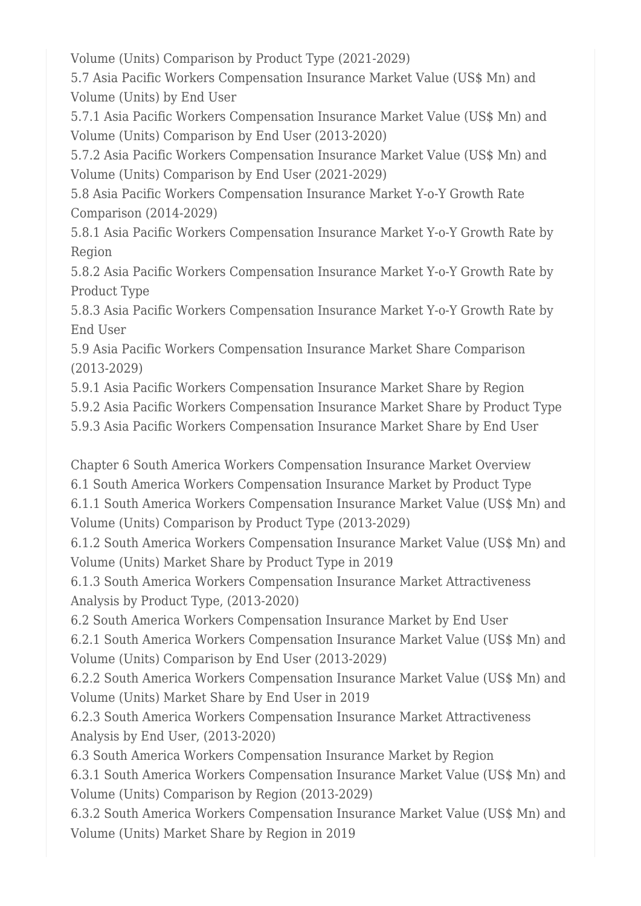Volume (Units) Comparison by Product Type (2021-2029)
5.7 Asia Pacific Workers Compensation Insurance Market Value (US$ Mn) and Volume (Units) by End User
5.7.1 Asia Pacific Workers Compensation Insurance Market Value (US$ Mn) and Volume (Units) Comparison by End User (2013-2020)
5.7.2 Asia Pacific Workers Compensation Insurance Market Value (US$ Mn) and Volume (Units) Comparison by End User (2021-2029)
5.8 Asia Pacific Workers Compensation Insurance Market Y-o-Y Growth Rate Comparison (2014-2029)
5.8.1 Asia Pacific Workers Compensation Insurance Market Y-o-Y Growth Rate by Region
5.8.2 Asia Pacific Workers Compensation Insurance Market Y-o-Y Growth Rate by Product Type
5.8.3 Asia Pacific Workers Compensation Insurance Market Y-o-Y Growth Rate by End User
5.9 Asia Pacific Workers Compensation Insurance Market Share Comparison (2013-2029)
5.9.1 Asia Pacific Workers Compensation Insurance Market Share by Region
5.9.2 Asia Pacific Workers Compensation Insurance Market Share by Product Type
5.9.3 Asia Pacific Workers Compensation Insurance Market Share by End User

Chapter 6 South America Workers Compensation Insurance Market Overview
6.1 South America Workers Compensation Insurance Market by Product Type
6.1.1 South America Workers Compensation Insurance Market Value (US$ Mn) and Volume (Units) Comparison by Product Type (2013-2029)
6.1.2 South America Workers Compensation Insurance Market Value (US$ Mn) and Volume (Units) Market Share by Product Type in 2019
6.1.3 South America Workers Compensation Insurance Market Attractiveness Analysis by Product Type, (2013-2020)
6.2 South America Workers Compensation Insurance Market by End User
6.2.1 South America Workers Compensation Insurance Market Value (US$ Mn) and Volume (Units) Comparison by End User (2013-2029)
6.2.2 South America Workers Compensation Insurance Market Value (US$ Mn) and Volume (Units) Market Share by End User in 2019
6.2.3 South America Workers Compensation Insurance Market Attractiveness Analysis by End User, (2013-2020)
6.3 South America Workers Compensation Insurance Market by Region
6.3.1 South America Workers Compensation Insurance Market Value (US$ Mn) and Volume (Units) Comparison by Region (2013-2029)
6.3.2 South America Workers Compensation Insurance Market Value (US$ Mn) and Volume (Units) Market Share by Region in 2019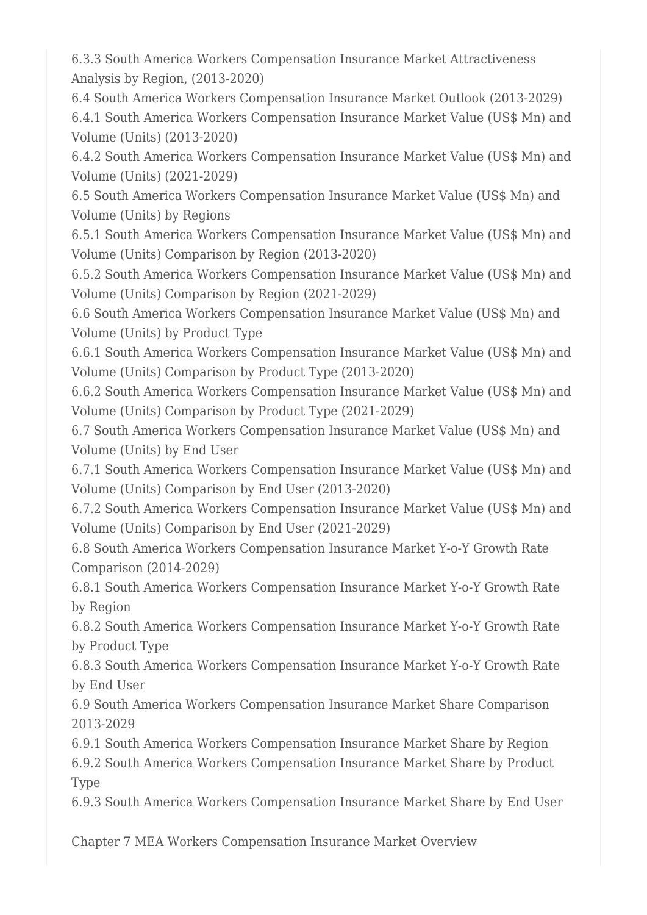6.3.3 South America Workers Compensation Insurance Market Attractiveness Analysis by Region, (2013-2020)
6.4 South America Workers Compensation Insurance Market Outlook (2013-2029)
6.4.1 South America Workers Compensation Insurance Market Value (US$ Mn) and Volume (Units) (2013-2020)
6.4.2 South America Workers Compensation Insurance Market Value (US$ Mn) and Volume (Units) (2021-2029)
6.5 South America Workers Compensation Insurance Market Value (US$ Mn) and Volume (Units) by Regions
6.5.1 South America Workers Compensation Insurance Market Value (US$ Mn) and Volume (Units) Comparison by Region (2013-2020)
6.5.2 South America Workers Compensation Insurance Market Value (US$ Mn) and Volume (Units) Comparison by Region (2021-2029)
6.6 South America Workers Compensation Insurance Market Value (US$ Mn) and Volume (Units) by Product Type
6.6.1 South America Workers Compensation Insurance Market Value (US$ Mn) and Volume (Units) Comparison by Product Type (2013-2020)
6.6.2 South America Workers Compensation Insurance Market Value (US$ Mn) and Volume (Units) Comparison by Product Type (2021-2029)
6.7 South America Workers Compensation Insurance Market Value (US$ Mn) and Volume (Units) by End User
6.7.1 South America Workers Compensation Insurance Market Value (US$ Mn) and Volume (Units) Comparison by End User (2013-2020)
6.7.2 South America Workers Compensation Insurance Market Value (US$ Mn) and Volume (Units) Comparison by End User (2021-2029)
6.8 South America Workers Compensation Insurance Market Y-o-Y Growth Rate Comparison (2014-2029)
6.8.1 South America Workers Compensation Insurance Market Y-o-Y Growth Rate by Region
6.8.2 South America Workers Compensation Insurance Market Y-o-Y Growth Rate by Product Type
6.8.3 South America Workers Compensation Insurance Market Y-o-Y Growth Rate by End User
6.9 South America Workers Compensation Insurance Market Share Comparison 2013-2029
6.9.1 South America Workers Compensation Insurance Market Share by Region
6.9.2 South America Workers Compensation Insurance Market Share by Product Type
6.9.3 South America Workers Compensation Insurance Market Share by End User

Chapter 7 MEA Workers Compensation Insurance Market Overview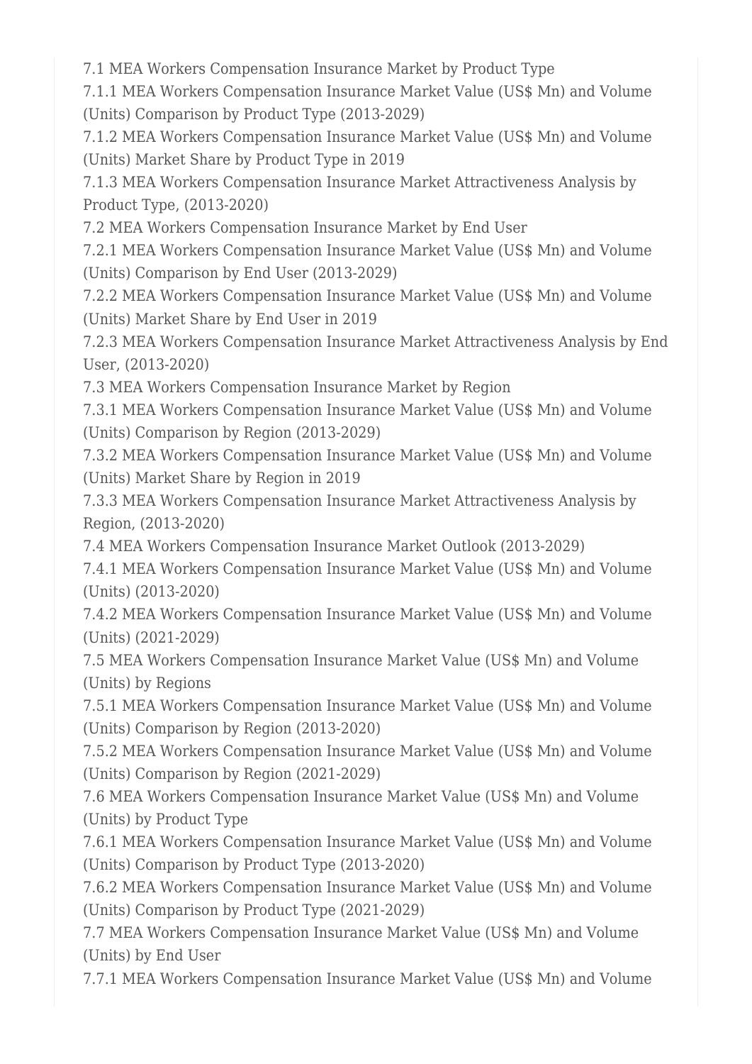7.1 MEA Workers Compensation Insurance Market by Product Type
7.1.1 MEA Workers Compensation Insurance Market Value (US$ Mn) and Volume (Units) Comparison by Product Type (2013-2029)
7.1.2 MEA Workers Compensation Insurance Market Value (US$ Mn) and Volume (Units) Market Share by Product Type in 2019
7.1.3 MEA Workers Compensation Insurance Market Attractiveness Analysis by Product Type, (2013-2020)
7.2 MEA Workers Compensation Insurance Market by End User
7.2.1 MEA Workers Compensation Insurance Market Value (US$ Mn) and Volume (Units) Comparison by End User (2013-2029)
7.2.2 MEA Workers Compensation Insurance Market Value (US$ Mn) and Volume (Units) Market Share by End User in 2019
7.2.3 MEA Workers Compensation Insurance Market Attractiveness Analysis by End User, (2013-2020)
7.3 MEA Workers Compensation Insurance Market by Region
7.3.1 MEA Workers Compensation Insurance Market Value (US$ Mn) and Volume (Units) Comparison by Region (2013-2029)
7.3.2 MEA Workers Compensation Insurance Market Value (US$ Mn) and Volume (Units) Market Share by Region in 2019
7.3.3 MEA Workers Compensation Insurance Market Attractiveness Analysis by Region, (2013-2020)
7.4 MEA Workers Compensation Insurance Market Outlook (2013-2029)
7.4.1 MEA Workers Compensation Insurance Market Value (US$ Mn) and Volume (Units) (2013-2020)
7.4.2 MEA Workers Compensation Insurance Market Value (US$ Mn) and Volume (Units) (2021-2029)
7.5 MEA Workers Compensation Insurance Market Value (US$ Mn) and Volume (Units) by Regions
7.5.1 MEA Workers Compensation Insurance Market Value (US$ Mn) and Volume (Units) Comparison by Region (2013-2020)
7.5.2 MEA Workers Compensation Insurance Market Value (US$ Mn) and Volume (Units) Comparison by Region (2021-2029)
7.6 MEA Workers Compensation Insurance Market Value (US$ Mn) and Volume (Units) by Product Type
7.6.1 MEA Workers Compensation Insurance Market Value (US$ Mn) and Volume (Units) Comparison by Product Type (2013-2020)
7.6.2 MEA Workers Compensation Insurance Market Value (US$ Mn) and Volume (Units) Comparison by Product Type (2021-2029)
7.7 MEA Workers Compensation Insurance Market Value (US$ Mn) and Volume (Units) by End User
7.7.1 MEA Workers Compensation Insurance Market Value (US$ Mn) and Volume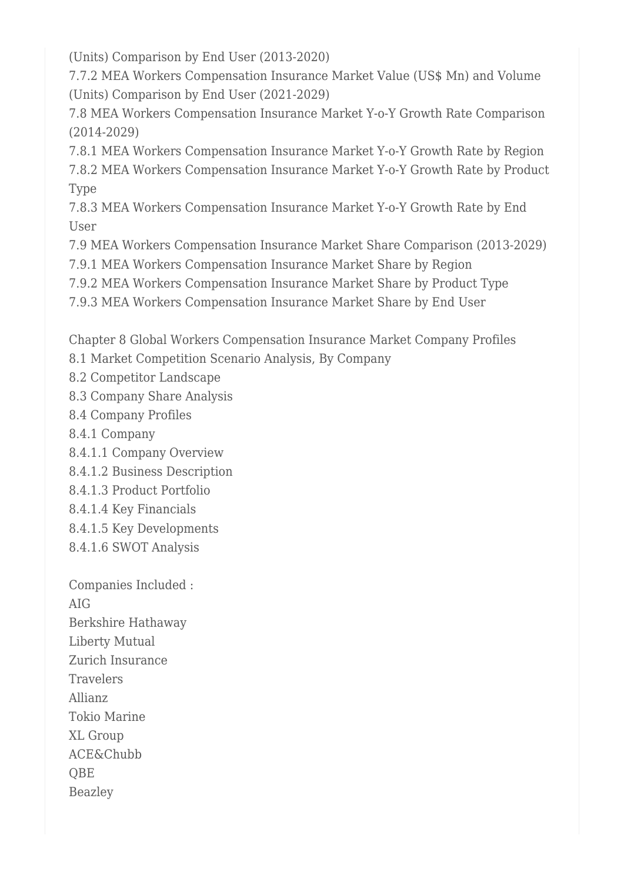(Units) Comparison by End User (2013-2020)
7.7.2 MEA Workers Compensation Insurance Market Value (US$ Mn) and Volume (Units) Comparison by End User (2021-2029)
7.8 MEA Workers Compensation Insurance Market Y-o-Y Growth Rate Comparison (2014-2029)
7.8.1 MEA Workers Compensation Insurance Market Y-o-Y Growth Rate by Region
7.8.2 MEA Workers Compensation Insurance Market Y-o-Y Growth Rate by Product Type
7.8.3 MEA Workers Compensation Insurance Market Y-o-Y Growth Rate by End User
7.9 MEA Workers Compensation Insurance Market Share Comparison (2013-2029)
7.9.1 MEA Workers Compensation Insurance Market Share by Region
7.9.2 MEA Workers Compensation Insurance Market Share by Product Type
7.9.3 MEA Workers Compensation Insurance Market Share by End User

Chapter 8 Global Workers Compensation Insurance Market Company Profiles
8.1 Market Competition Scenario Analysis, By Company
8.2 Competitor Landscape
8.3 Company Share Analysis
8.4 Company Profiles
8.4.1 Company
8.4.1.1 Company Overview
8.4.1.2 Business Description
8.4.1.3 Product Portfolio
8.4.1.4 Key Financials
8.4.1.5 Key Developments
8.4.1.6 SWOT Analysis

Companies Included :
AIG
Berkshire Hathaway
Liberty Mutual
Zurich Insurance
Travelers
Allianz
Tokio Marine
XL Group
ACE&Chubb
QBE
Beazley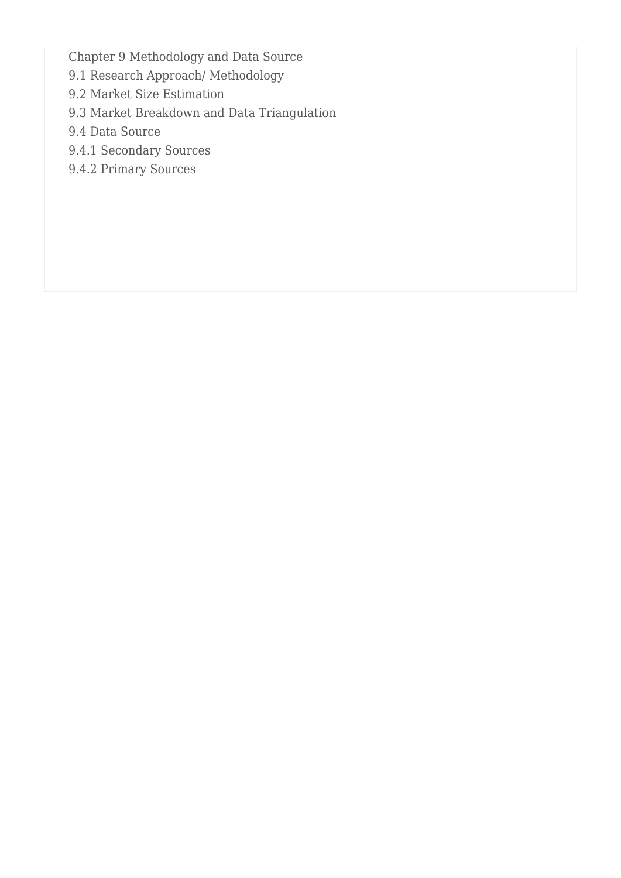Chapter 9 Methodology and Data Source

9.1 Research Approach/ Methodology

9.2 Market Size Estimation

9.3 Market Breakdown and Data Triangulation

9.4 Data Source

9.4.1 Secondary Sources

9.4.2 Primary Sources